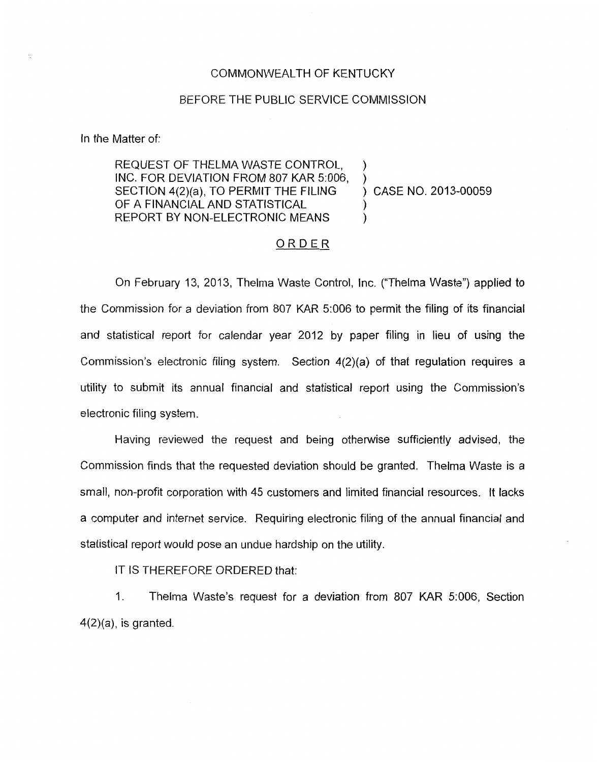COMMONWEALTH OF KENTUCKY

BEFORE THE PUBLIC SERVICE COMMISSION

In the Matter of:

| | | |
|---|---|---|
| REQUEST OF THELMA WASTE CONTROL, INC. FOR DEVIATION FROM 807 KAR 5:006, SECTION 4(2)(a), TO PERMIT THE FILING OF A FINANCIAL AND STATISTICAL REPORT BY NON-ELECTRONIC MEANS | ) | CASE NO. 2013-00059 |

## ORDER

On February 13, 2013, Thelma Waste Control, Inc. ("Thelma Waste") applied to the Commission for a deviation from 807 KAR 5:006 to permit the filing of its financial and statistical report for calendar year 2012 by paper filing in lieu of using the Commission's electronic filing system. Section 4(2)(a) of that regulation requires a utility to submit its annual financial and statistical report using the Commission's electronic filing system.

Having reviewed the request and being otherwise sufficiently advised, the Commission finds that the requested deviation should be granted. Thelma Waste is a small, non-profit corporation with 45 customers and limited financial resources. It lacks a computer and internet service. Requiring electronic filing of the annual financial and statistical report would pose an undue hardship on the utility.

IT IS THEREFORE ORDERED that:

1. Thelma Waste's request for a deviation from 807 KAR 5:006, Section 4(2)(a), is granted.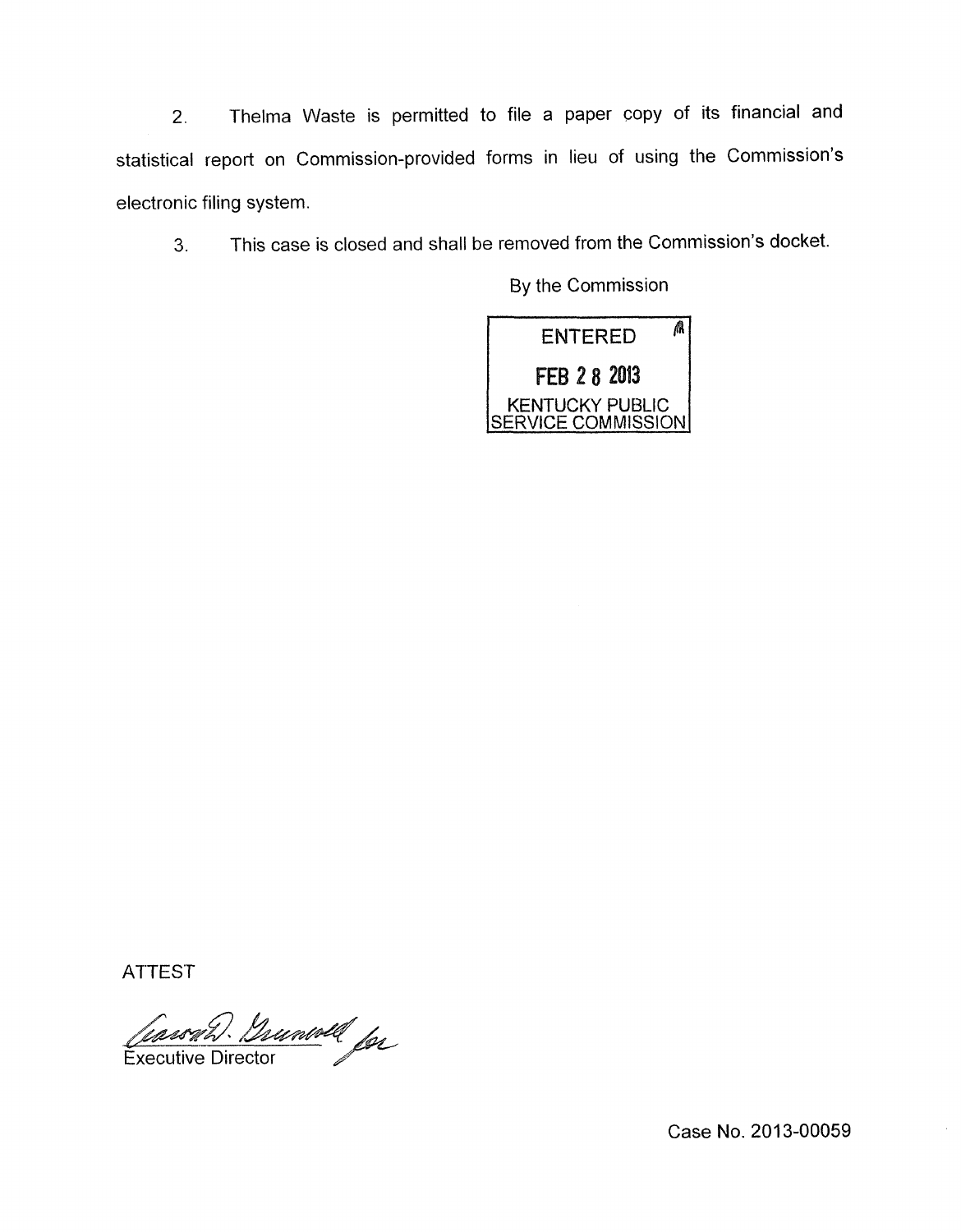2. Thelma Waste is permitted to file a paper copy of its financial and statistical report on Commission-provided forms in lieu of using the Commission's electronic filing system.

3. This case is closed and shall be removed from the Commission's docket.

By the Commission

ENTERED

FEB 28 2013

KENTUCKY PUBLIC SERVICE COMMISSION

ATTEST

Executive Director

Case No. 2013-00059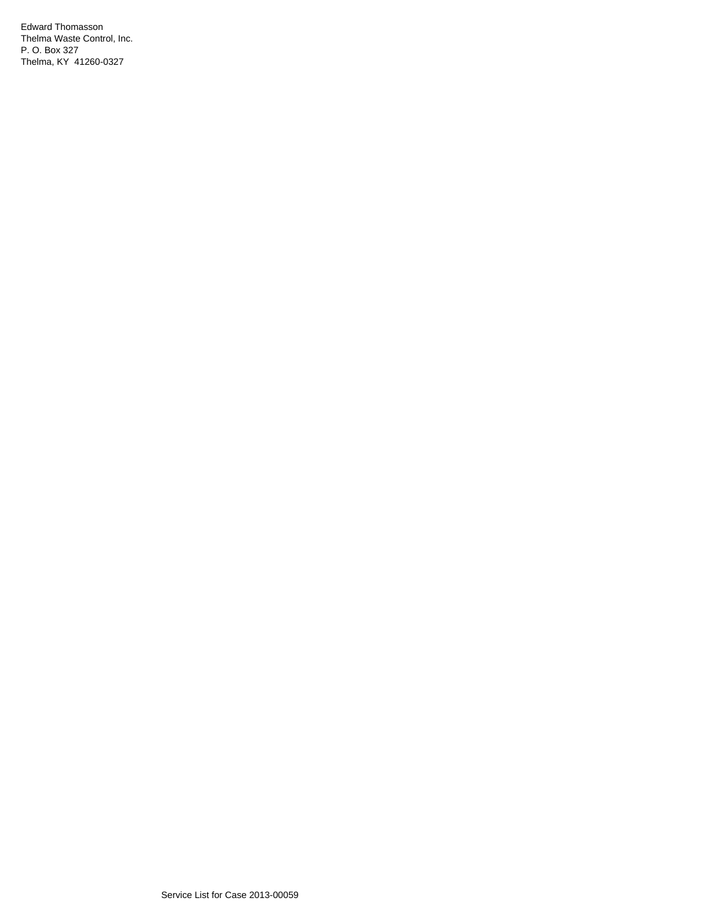Edward Thomasson
Thelma Waste Control, Inc.
P. O. Box 327
Thelma, KY 41260-0327